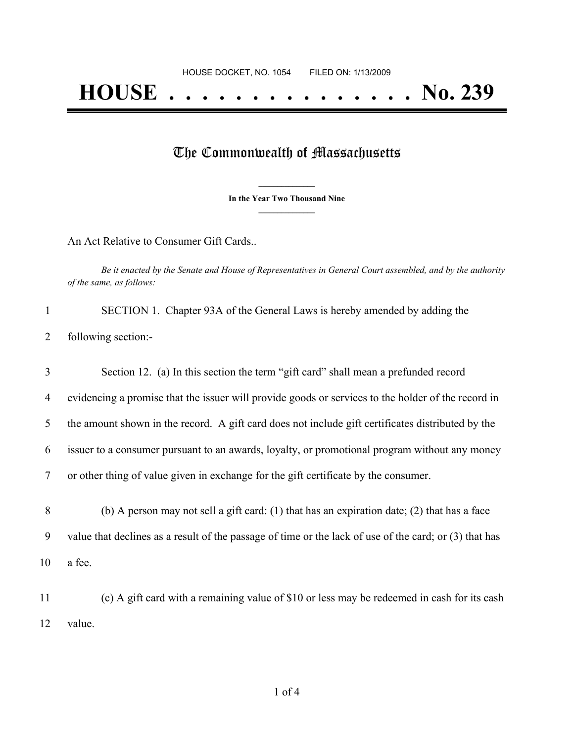HOUSE DOCKET, NO. 1054        FILED ON: 1/13/2009

# HOUSE . . . . . . . . . . . . . . . No. 239

## The Commonwealth of Massachusetts

**In the Year Two Thousand Nine**

An Act Relative to Consumer Gift Cards..

*Be it enacted by the Senate and House of Representatives in General Court assembled, and by the authority of the same, as follows:*

SECTION 1. Chapter 93A of the General Laws is hereby amended by adding the following section:-

Section 12. (a) In this section the term "gift card" shall mean a prefunded record evidencing a promise that the issuer will provide goods or services to the holder of the record in the amount shown in the record. A gift card does not include gift certificates distributed by the issuer to a consumer pursuant to an awards, loyalty, or promotional program without any money or other thing of value given in exchange for the gift certificate by the consumer.

(b) A person may not sell a gift card: (1) that has an expiration date; (2) that has a face value that declines as a result of the passage of time or the lack of use of the card; or (3) that has a fee.

(c) A gift card with a remaining value of $10 or less may be redeemed in cash for its cash value.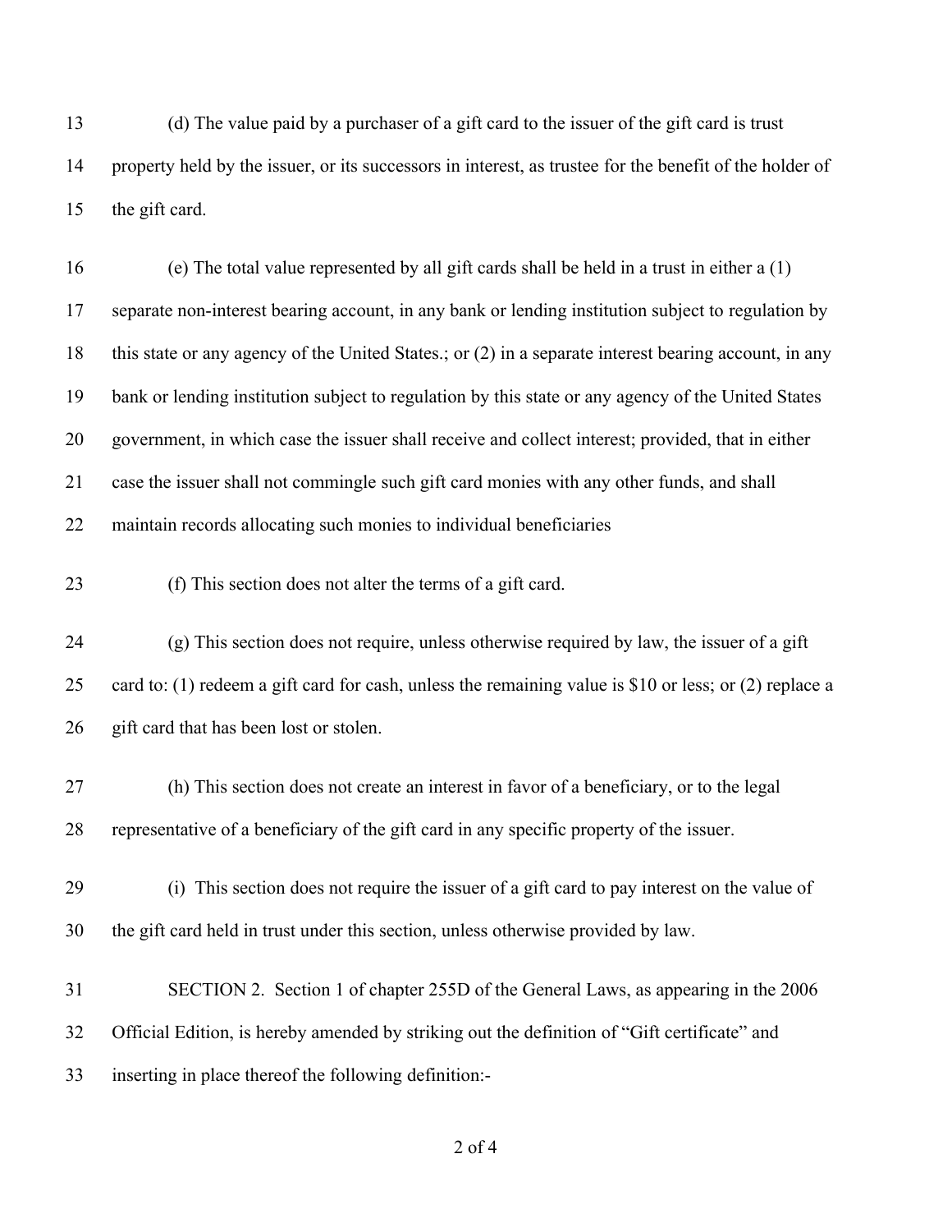(d) The value paid by a purchaser of a gift card to the issuer of the gift card is trust property held by the issuer, or its successors in interest, as trustee for the benefit of the holder of the gift card.

(e) The total value represented by all gift cards shall be held in a trust in either a (1) separate non-interest bearing account, in any bank or lending institution subject to regulation by this state or any agency of the United States.; or (2) in a separate interest bearing account, in any bank or lending institution subject to regulation by this state or any agency of the United States government, in which case the issuer shall receive and collect interest; provided, that in either case the issuer shall not commingle such gift card monies with any other funds, and shall maintain records allocating such monies to individual beneficiaries

(f) This section does not alter the terms of a gift card.

(g) This section does not require, unless otherwise required by law, the issuer of a gift card to: (1) redeem a gift card for cash, unless the remaining value is $10 or less; or (2) replace a gift card that has been lost or stolen.

(h) This section does not create an interest in favor of a beneficiary, or to the legal representative of a beneficiary of the gift card in any specific property of the issuer.

(i) This section does not require the issuer of a gift card to pay interest on the value of the gift card held in trust under this section, unless otherwise provided by law.

SECTION 2. Section 1 of chapter 255D of the General Laws, as appearing in the 2006 Official Edition, is hereby amended by striking out the definition of "Gift certificate" and inserting in place thereof the following definition:-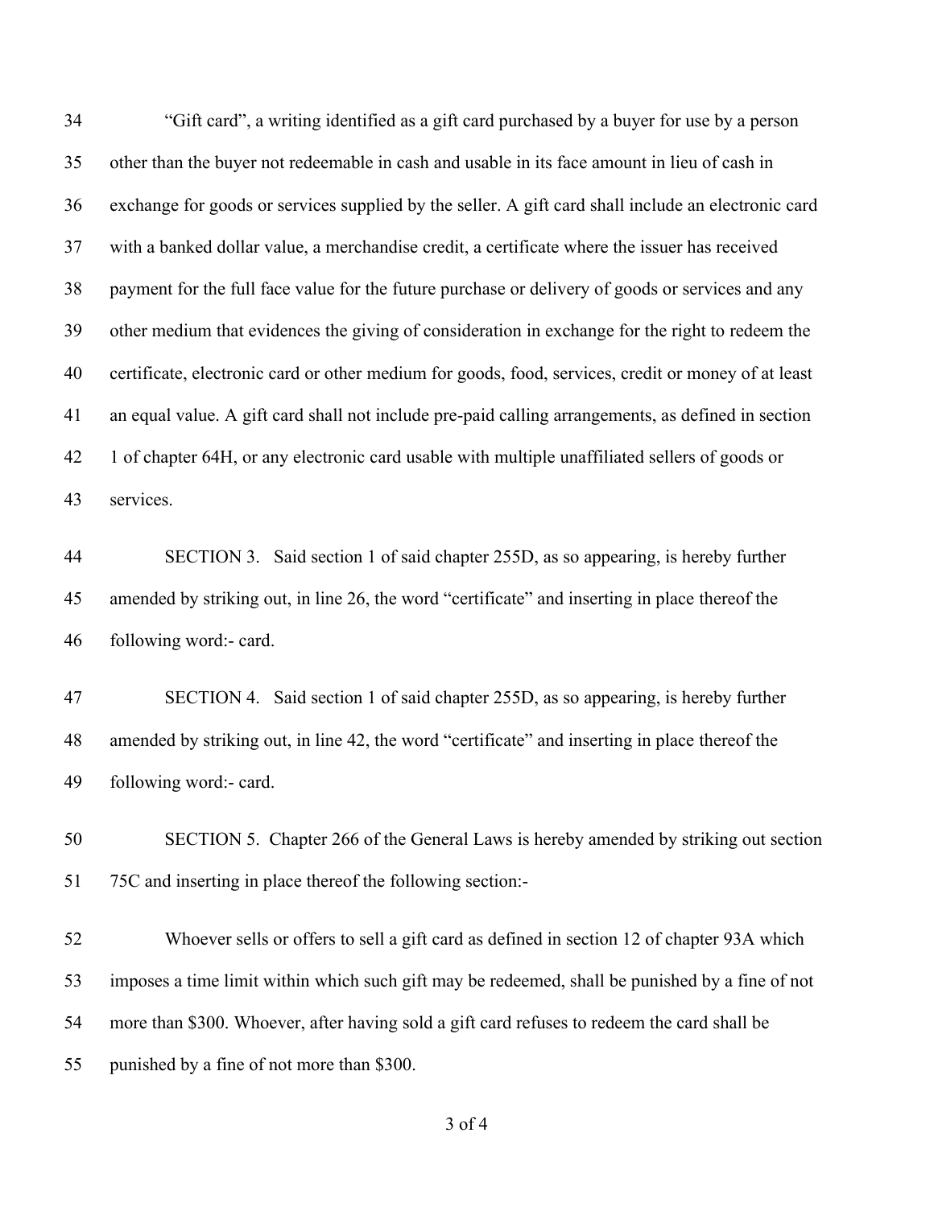"Gift card", a writing identified as a gift card purchased by a buyer for use by a person other than the buyer not redeemable in cash and usable in its face amount in lieu of cash in exchange for goods or services supplied by the seller. A gift card shall include an electronic card with a banked dollar value, a merchandise credit, a certificate where the issuer has received payment for the full face value for the future purchase or delivery of goods or services and any other medium that evidences the giving of consideration in exchange for the right to redeem the certificate, electronic card or other medium for goods, food, services, credit or money of at least an equal value. A gift card shall not include pre-paid calling arrangements, as defined in section 1 of chapter 64H, or any electronic card usable with multiple unaffiliated sellers of goods or services.

SECTION 3. Said section 1 of said chapter 255D, as so appearing, is hereby further amended by striking out, in line 26, the word "certificate" and inserting in place thereof the following word:- card.

SECTION 4. Said section 1 of said chapter 255D, as so appearing, is hereby further amended by striking out, in line 42, the word "certificate" and inserting in place thereof the following word:- card.

SECTION 5. Chapter 266 of the General Laws is hereby amended by striking out section 75C and inserting in place thereof the following section:-

Whoever sells or offers to sell a gift card as defined in section 12 of chapter 93A which imposes a time limit within which such gift may be redeemed, shall be punished by a fine of not more than $300. Whoever, after having sold a gift card refuses to redeem the card shall be punished by a fine of not more than $300.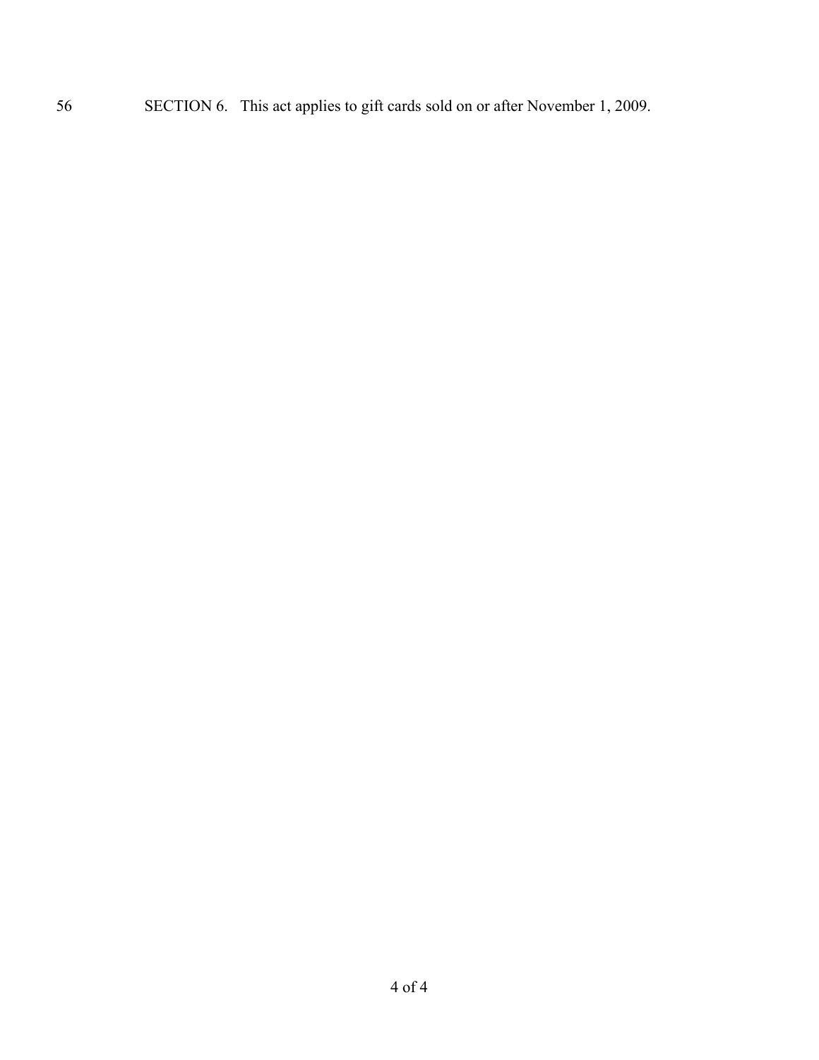56 SECTION 6. This act applies to gift cards sold on or after November 1, 2009.